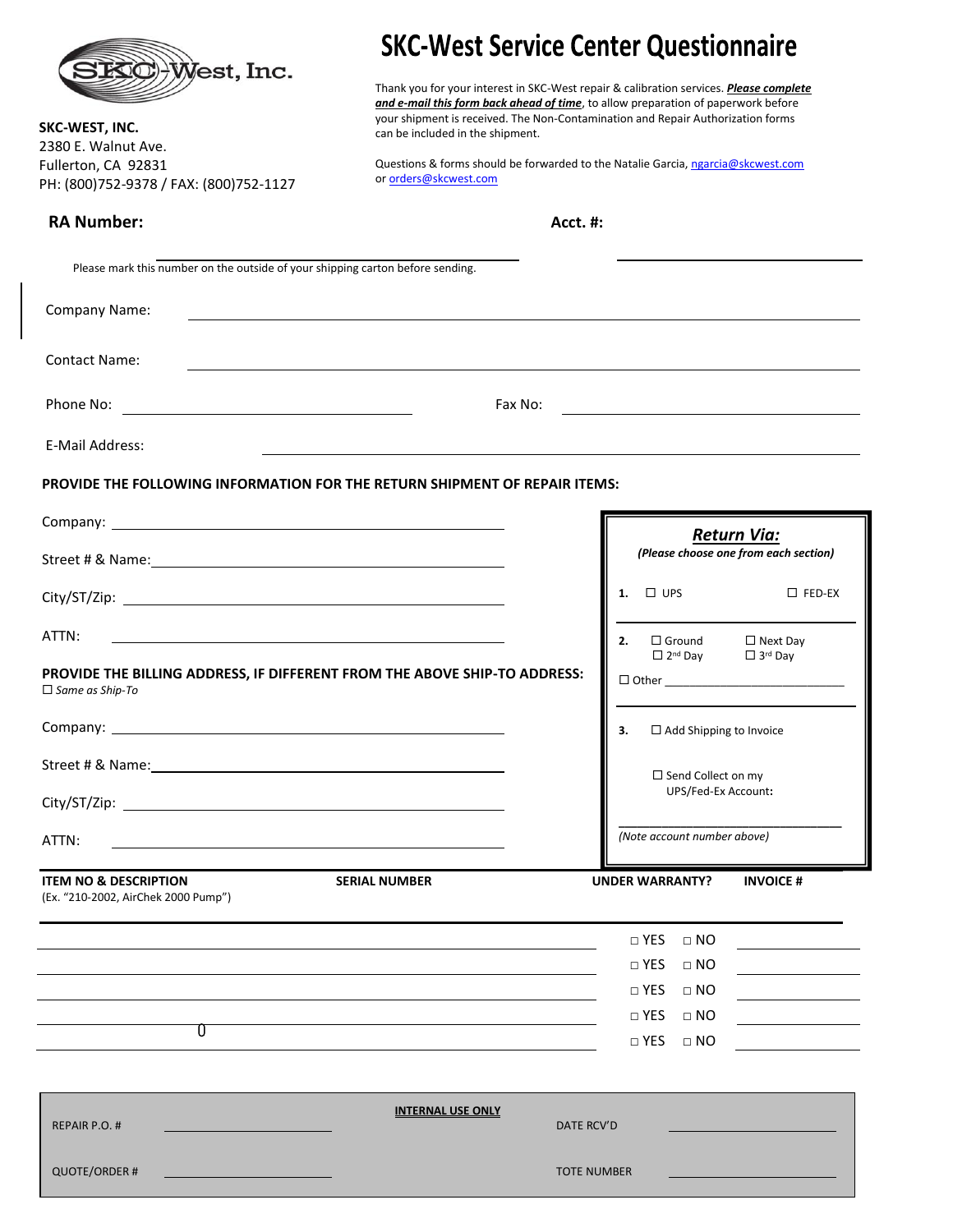SKC-West, Inc.

**SKC-WEST, INC.**
2380 E. Walnut Ave.
Fullerton, CA 92831
PH: (800)752-9378 / FAX: (800)752-1127

# SKC-West Service Center Questionnaire

Thank you for your interest in SKC-West repair & calibration services. ***Please complete and e-mail this form back ahead of time***, to allow preparation of paperwork before your shipment is received. The Non-Contamination and Repair Authorization forms can be included in the shipment.

Questions & forms should be forwarded to the Natalie Garcia, ngarcia@skcwest.com or orders@skcwest.com

**RA Number:** ______________________ **Acct. #:** ______________________

Please mark this number on the outside of your shipping carton before sending.

Company Name: ______________________

Contact Name: ______________________

Phone No: ______________________ Fax No: ______________________

E-Mail Address: ______________________

**PROVIDE THE FOLLOWING INFORMATION FOR THE RETURN SHIPMENT OF REPAIR ITEMS:**

Company: ______________________

Street # & Name: ______________________

City/ST/Zip: ______________________

ATTN: ______________________

**PROVIDE THE BILLING ADDRESS, IF DIFFERENT FROM THE ABOVE SHIP-TO ADDRESS:**
☐ *Same as Ship-To*

Company: ______________________

Street # & Name: ______________________

City/ST/Zip: ______________________

ATTN: ______________________

***Return Via:***
*(Please choose one from each section)*

1. ☐ UPS ☐ FED-EX

2. ☐ Ground ☐ Next Day ☐ 2nd Day ☐ 3rd Day
☐ Other ______________________

3. ☐ Add Shipping to Invoice

☐ Send Collect on my UPS/Fed-Ex Account:

______________________
*(Note account number above)*

| **ITEM NO & DESCRIPTION** (Ex. "210-2002, AirChek 2000 Pump") | **SERIAL NUMBER** | **UNDER WARRANTY?** | **INVOICE #** |
|---|---|---|---|
| | | □ YES □ NO | |
| | | □ YES □ NO | |
| | | □ YES □ NO | |
| | | □ YES □ NO | |
| 0 | | □ YES □ NO | |

**INTERNAL USE ONLY**

REPAIR P.O. # ______________________ DATE RCV'D ______________________

QUOTE/ORDER # ______________________ TOTE NUMBER ______________________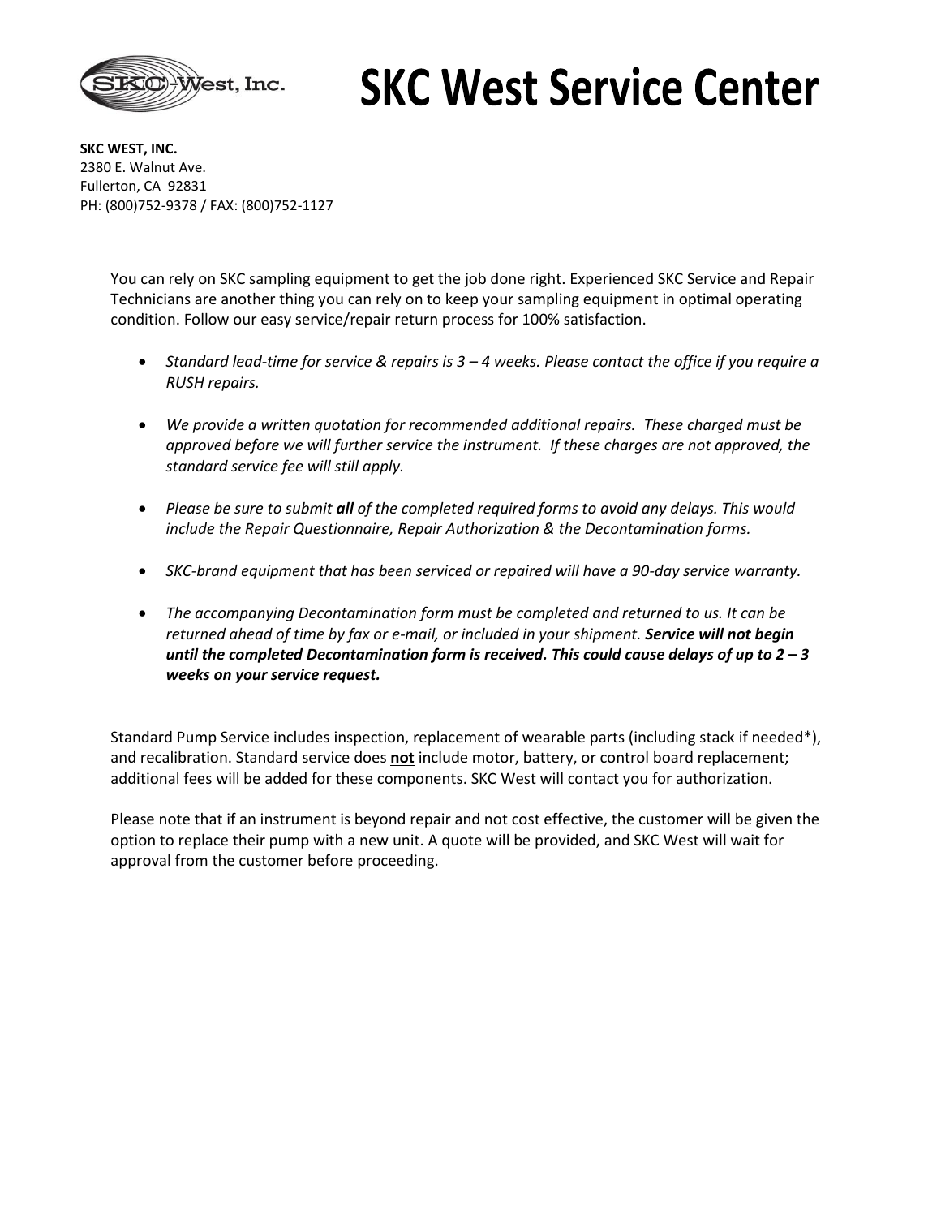# SKC West Service Center

**SKC WEST, INC.**
2380 E. Walnut Ave.
Fullerton, CA 92831
PH: (800)752-9378 / FAX: (800)752-1127

You can rely on SKC sampling equipment to get the job done right. Experienced SKC Service and Repair Technicians are another thing you can rely on to keep your sampling equipment in optimal operating condition. Follow our easy service/repair return process for 100% satisfaction.

- *Standard lead-time for service & repairs is 3 – 4 weeks. Please contact the office if you require a RUSH repairs.*
- *We provide a written quotation for recommended additional repairs. These charged must be approved before we will further service the instrument. If these charges are not approved, the standard service fee will still apply.*
- *Please be sure to submit **all** of the completed required forms to avoid any delays. This would include the Repair Questionnaire, Repair Authorization & the Decontamination forms.*
- *SKC-brand equipment that has been serviced or repaired will have a 90-day service warranty.*
- *The accompanying Decontamination form must be completed and returned to us. It can be returned ahead of time by fax or e-mail, or included in your shipment. **Service will not begin until the completed Decontamination form is received. This could cause delays of up to 2 – 3 weeks on your service request.***

Standard Pump Service includes inspection, replacement of wearable parts (including stack if needed*), and recalibration. Standard service does **<u>not</u>** include motor, battery, or control board replacement; additional fees will be added for these components. SKC West will contact you for authorization.

Please note that if an instrument is beyond repair and not cost effective, the customer will be given the option to replace their pump with a new unit. A quote will be provided, and SKC West will wait for approval from the customer before proceeding.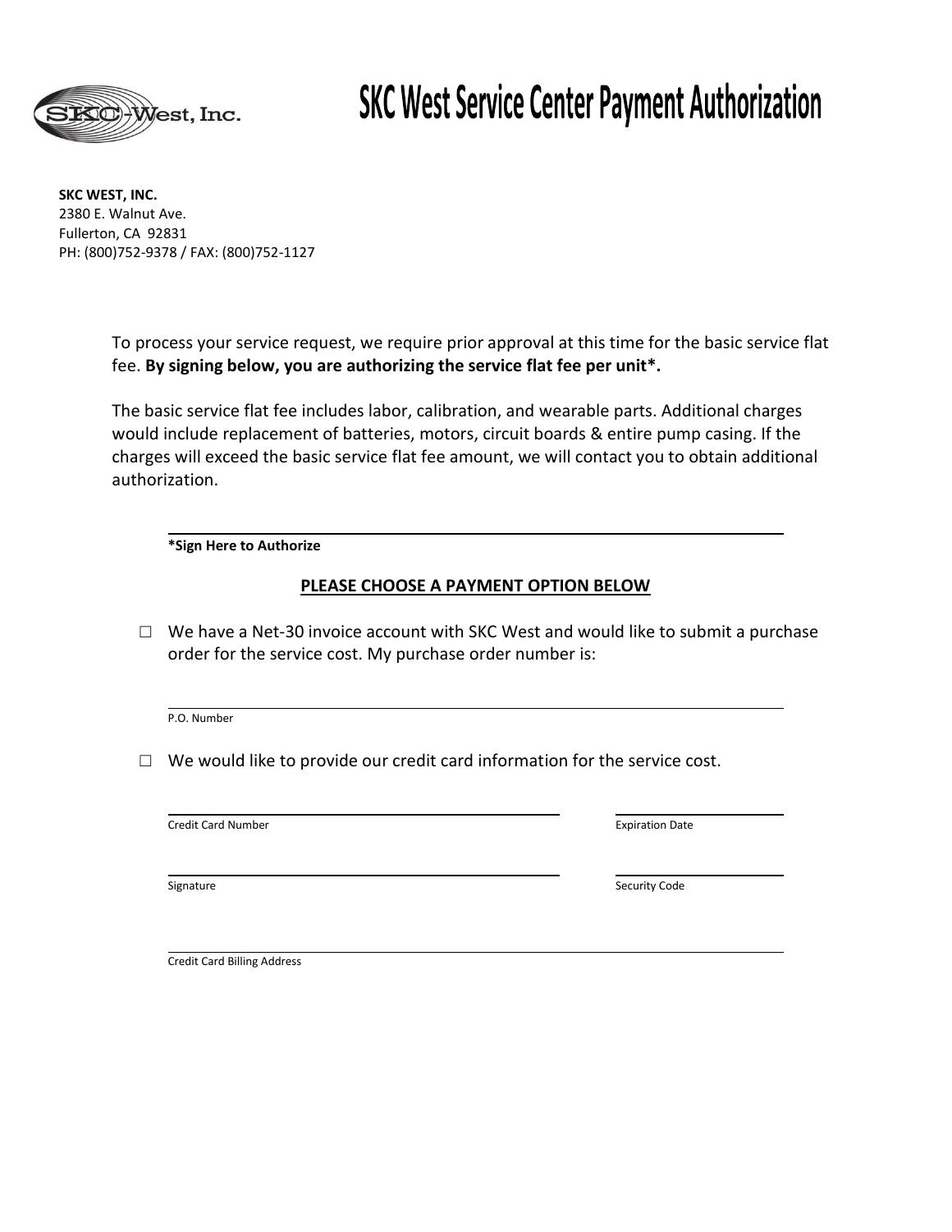# SKC West Service Center Payment Authorization

**SKC WEST, INC.**
2380 E. Walnut Ave.
Fullerton, CA 92831
PH: (800)752-9378 / FAX: (800)752-1127

To process your service request, we require prior approval at this time for the basic service flat fee. **By signing below, you are authorizing the service flat fee per unit*.**

The basic service flat fee includes labor, calibration, and wearable parts. Additional charges would include replacement of batteries, motors, circuit boards & entire pump casing. If the charges will exceed the basic service flat fee amount, we will contact you to obtain additional authorization.

______________________________________________

***Sign Here to Authorize**

**PLEASE CHOOSE A PAYMENT OPTION BELOW**

☐ We have a Net-30 invoice account with SKC West and would like to submit a purchase order for the service cost. My purchase order number is:

______________________________________________
P.O. Number

☐ We would like to provide our credit card information for the service cost.

______________________________ ______________
Credit Card Number Expiration Date

______________________________ ______________
Signature Security Code

______________________________________________
Credit Card Billing Address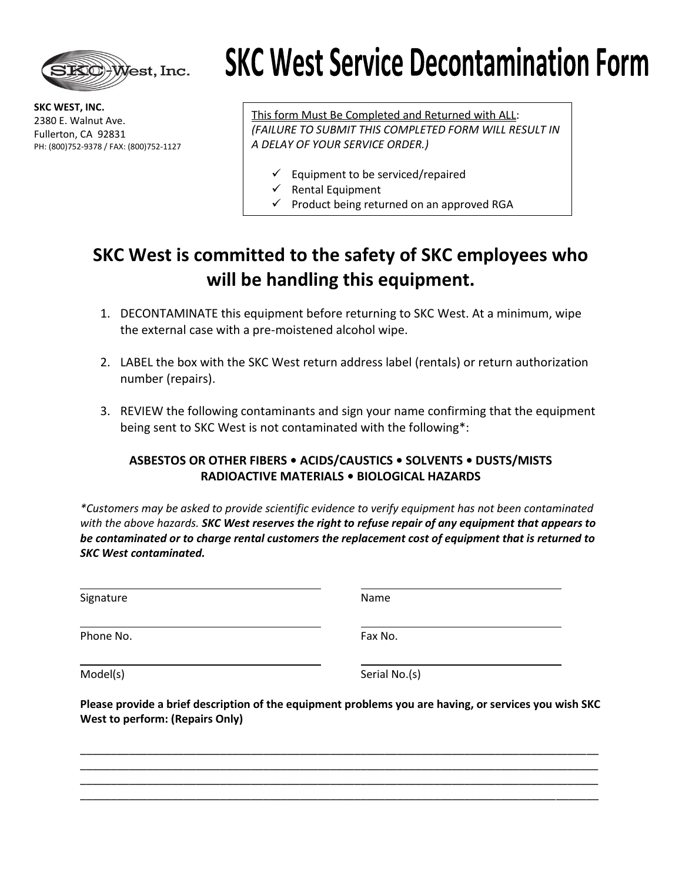# SKC West Service Decontamination Form

**SKC WEST, INC.**
2380 E. Walnut Ave.
Fullerton, CA 92831
PH: (800)752-9378 / FAX: (800)752-1127

This form Must Be Completed and Returned with ALL:
*(FAILURE TO SUBMIT THIS COMPLETED FORM WILL RESULT IN A DELAY OF YOUR SERVICE ORDER.)*

- ✓ Equipment to be serviced/repaired
- ✓ Rental Equipment
- ✓ Product being returned on an approved RGA

## SKC West is committed to the safety of SKC employees who will be handling this equipment.

1. DECONTAMINATE this equipment before returning to SKC West. At a minimum, wipe the external case with a pre-moistened alcohol wipe.
2. LABEL the box with the SKC West return address label (rentals) or return authorization number (repairs).
3. REVIEW the following contaminants and sign your name confirming that the equipment being sent to SKC West is not contaminated with the following*:

**ASBESTOS OR OTHER FIBERS • ACIDS/CAUSTICS • SOLVENTS • DUSTS/MISTS**
**RADIOACTIVE MATERIALS • BIOLOGICAL HAZARDS**

*\*Customers may be asked to provide scientific evidence to verify equipment has not been contaminated with the above hazards.* ***SKC West reserves the right to refuse repair of any equipment that appears to be contaminated or to charge rental customers the replacement cost of equipment that is returned to SKC West contaminated.***

Signature ______________________ Name ______________________

Phone No. ______________________ Fax No. ______________________

Model(s) ______________________ Serial No.(s) ______________________

**Please provide a brief description of the equipment problems you are having, or services you wish SKC West to perform: (Repairs Only)**

______________________________________________________________________
______________________________________________________________________
______________________________________________________________________
______________________________________________________________________